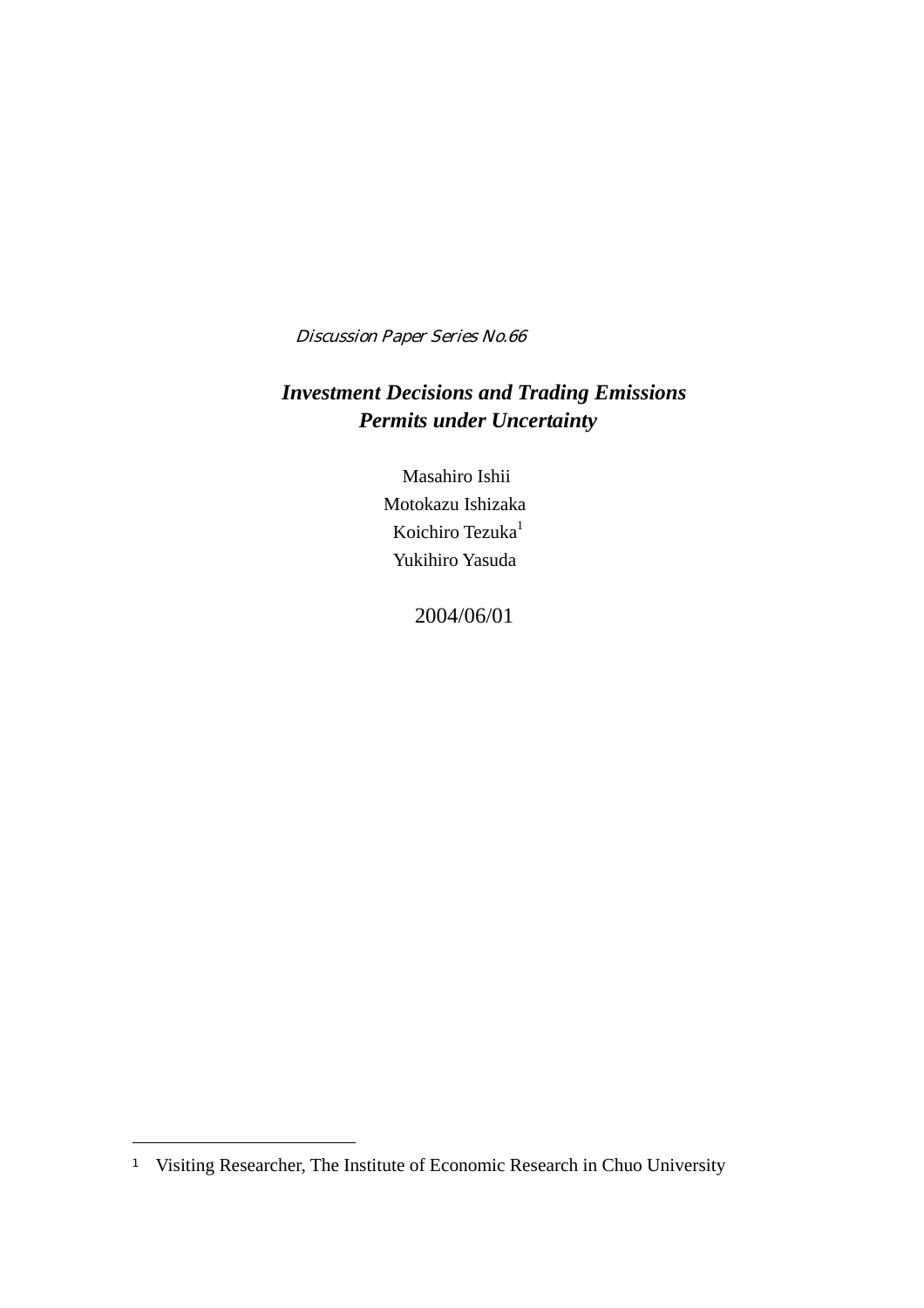*Discussion Paper Series No.66*

# *Investment Decisions and Trading Emissions Permits under Uncertainty*

Masahiro Ishii

Motokazu Ishizaka

Koichiro Tezuka[1]

Yukihiro Yasuda

2004/06/01

---

1 Visiting Researcher, The Institute of Economic Research in Chuo University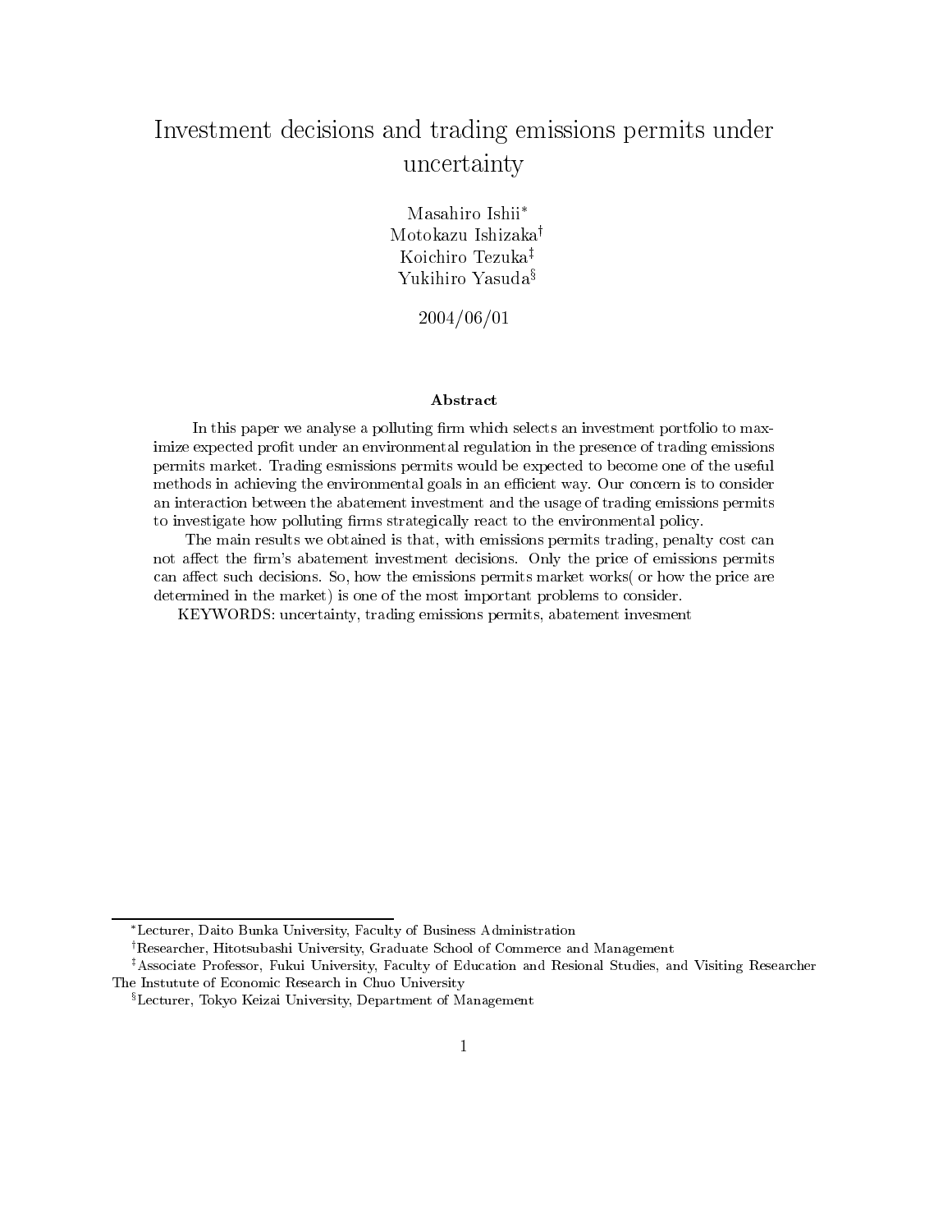# Investment decisions and trading emissions permits under uncertainty

Masahiro Ishii[*]
Motokazu Ishizaka[†]
Koichiro Tezuka[‡]
Yukihiro Yasuda[§]

2004/06/01

**Abstract**

In this paper we analyse a polluting firm which selects an investment portfolio to maximize expected profit under an environmental regulation in the presence of trading emissions permits market. Trading esmissions permits would be expected to become one of the useful methods in achieving the environmental goals in an efficient way. Our concern is to consider an interaction between the abatement investment and the usage of trading emissions permits to investigate how polluting firms strategically react to the environmental policy.

The main results we obtained is that, with emissions permits trading, penalty cost can not affect the firm's abatement investment decisions. Only the price of emissions permits can affect such decisions. So, how the emissions permits market works( or how the price are determined in the market) is one of the most important problems to consider.

KEYWORDS: uncertainty, trading emissions permits, abatement invesment

---

[*] Lecturer, Daito Bunka University, Faculty of Business Administration

[†] Researcher, Hitotsubashi University, Graduate School of Commerce and Management

[‡] Associate Professor, Fukui University, Faculty of Education and Resional Studies, and Visiting Researcher The Instutute of Economic Research in Chuo University

[§] Lecturer, Tokyo Keizai University, Department of Management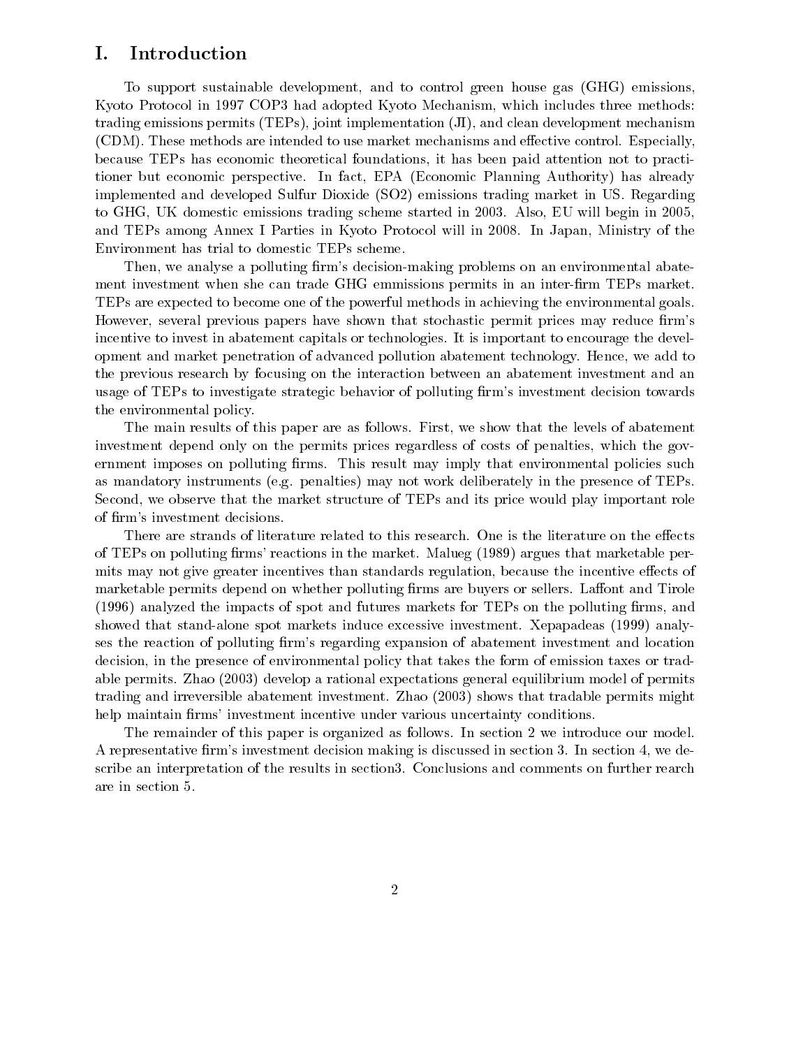# I. Introduction

To support sustainable development, and to control green house gas (GHG) emissions, Kyoto Protocol in 1997 COP3 had adopted Kyoto Mechanism, which includes three methods: trading emissions permits (TEPs), joint implementation (JI), and clean development mechanism (CDM). These methods are intended to use market mechanisms and effective control. Especially, because TEPs has economic theoretical foundations, it has been paid attention not to practitioner but economic perspective. In fact, EPA (Economic Planning Authority) has already implemented and developed Sulfur Dioxide (SO2) emissions trading market in US. Regarding to GHG, UK domestic emissions trading scheme started in 2003. Also, EU will begin in 2005, and TEPs among Annex I Parties in Kyoto Protocol will in 2008. In Japan, Ministry of the Environment has trial to domestic TEPs scheme.

Then, we analyse a polluting firm's decision-making problems on an environmental abatement investment when she can trade GHG emmissions permits in an inter-firm TEPs market. TEPs are expected to become one of the powerful methods in achieving the environmental goals. However, several previous papers have shown that stochastic permit prices may reduce firm's incentive to invest in abatement capitals or technologies. It is important to encourage the development and market penetration of advanced pollution abatement technology. Hence, we add to the previous research by focusing on the interaction between an abatement investment and an usage of TEPs to investigate strategic behavior of polluting firm's investment decision towards the environmental policy.

The main results of this paper are as follows. First, we show that the levels of abatement investment depend only on the permits prices regardless of costs of penalties, which the government imposes on polluting firms. This result may imply that environmental policies such as mandatory instruments (e.g. penalties) may not work deliberately in the presence of TEPs. Second, we observe that the market structure of TEPs and its price would play important role of firm's investment decisions.

There are strands of literature related to this research. One is the literature on the effects of TEPs on polluting firms' reactions in the market. Malueg (1989) argues that marketable permits may not give greater incentives than standards regulation, because the incentive effects of marketable permits depend on whether polluting firms are buyers or sellers. Laffont and Tirole (1996) analyzed the impacts of spot and futures markets for TEPs on the polluting firms, and showed that stand-alone spot markets induce excessive investment. Xepapadeas (1999) analyses the reaction of polluting firm's regarding expansion of abatement investment and location decision, in the presence of environmental policy that takes the form of emission taxes or tradable permits. Zhao (2003) develop a rational expectations general equilibrium model of permits trading and irreversible abatement investment. Zhao (2003) shows that tradable permits might help maintain firms' investment incentive under various uncertainty conditions.

The remainder of this paper is organized as follows. In section 2 we introduce our model. A representative firm's investment decision making is discussed in section 3. In section 4, we describe an interpretation of the results in section3. Conclusions and comments on further rearch are in section 5.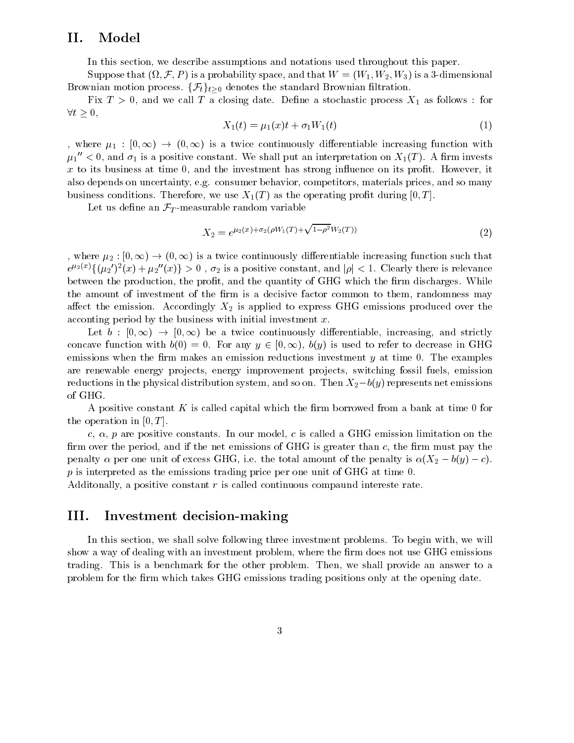## II. Model

In this section, we describe assumptions and notations used throughout this paper.

Suppose that $(\Omega, \mathcal{F}, P)$ is a probability space, and that $W = (W_1, W_2, W_3)$ is a 3-dimensional Brownian motion process. $\{\mathcal{F}_t\}_{t\geq 0}$ denotes the standard Brownian filtration.

Fix $T > 0$, and we call $T$ a closing date. Define a stochastic process $X_1$ as follows : for $\forall t \geq 0$,

$$X_1(t) = \mu_1(x)t + \sigma_1 W_1(t) \tag{1}$$

, where $\mu_1 : [0, \infty) \to (0, \infty)$ is a twice continuously differentiable increasing function with $\mu_1'' < 0$, and $\sigma_1$ is a positive constant. We shall put an interpretation on $X_1(T)$. A firm invests $x$ to its business at time 0, and the investment has strong influence on its profit. However, it also depends on uncertainty, e.g. consumer behavior, competitors, materials prices, and so many business conditions. Therefore, we use $X_1(T)$ as the operating profit during $[0, T]$.

Let us define an $\mathcal{F}_T$-measurable random variable

$$X_2 = e^{\mu_2(x)+\sigma_2(\rho W_1(T)+\sqrt{1-\rho^2}W_2(T))} \tag{2}$$

, where $\mu_2 : [0, \infty) \to (0, \infty)$ is a twice continuously differentiable increasing function such that $e^{\mu_2(x)}\{(\mu_2')^2(x) + \mu_2''(x)\} > 0$ , $\sigma_2$ is a positive constant, and $|\rho| < 1$. Clearly there is relevance between the production, the profit, and the quantity of GHG which the firm discharges. While the amount of investment of the firm is a decisive factor common to them, randomness may affect the emission. Accordingly $X_2$ is applied to express GHG emissions produced over the acconting period by the business with initial investment $x$.

Let $b : [0, \infty) \to [0, \infty)$ be a twice continuously differentiable, increasing, and strictly concave function with $b(0) = 0$. For any $y \in [0, \infty)$, $b(y)$ is used to refer to decrease in GHG emissions when the firm makes an emission reductions investment $y$ at time 0. The examples are renewable energy projects, energy improvement projects, switching fossil fuels, emission reductions in the physical distribution system, and so on. Then $X_2 - b(y)$ represents net emissions of GHG.

A positive constant $K$ is called capital which the firm borrowed from a bank at time 0 for the operation in $[0, T]$.

$c$, $\alpha$, $p$ are positive constants. In our model, $c$ is called a GHG emission limitation on the firm over the period, and if the net emissions of GHG is greater than $c$, the firm must pay the penalty $\alpha$ per one unit of excess GHG, i.e. the total amount of the penalty is $\alpha(X_2 - b(y) - c)$. $p$ is interpreted as the emissions trading price per one unit of GHG at time 0.

Additonally, a positive constant $r$ is called continuous compaund intereste rate.

## III. Investment decision-making

In this section, we shall solve following three investment problems. To begin with, we will show a way of dealing with an investment problem, where the firm does not use GHG emissions trading. This is a benchmark for the other problem. Then, we shall provide an answer to a problem for the firm which takes GHG emissions trading positions only at the opening date.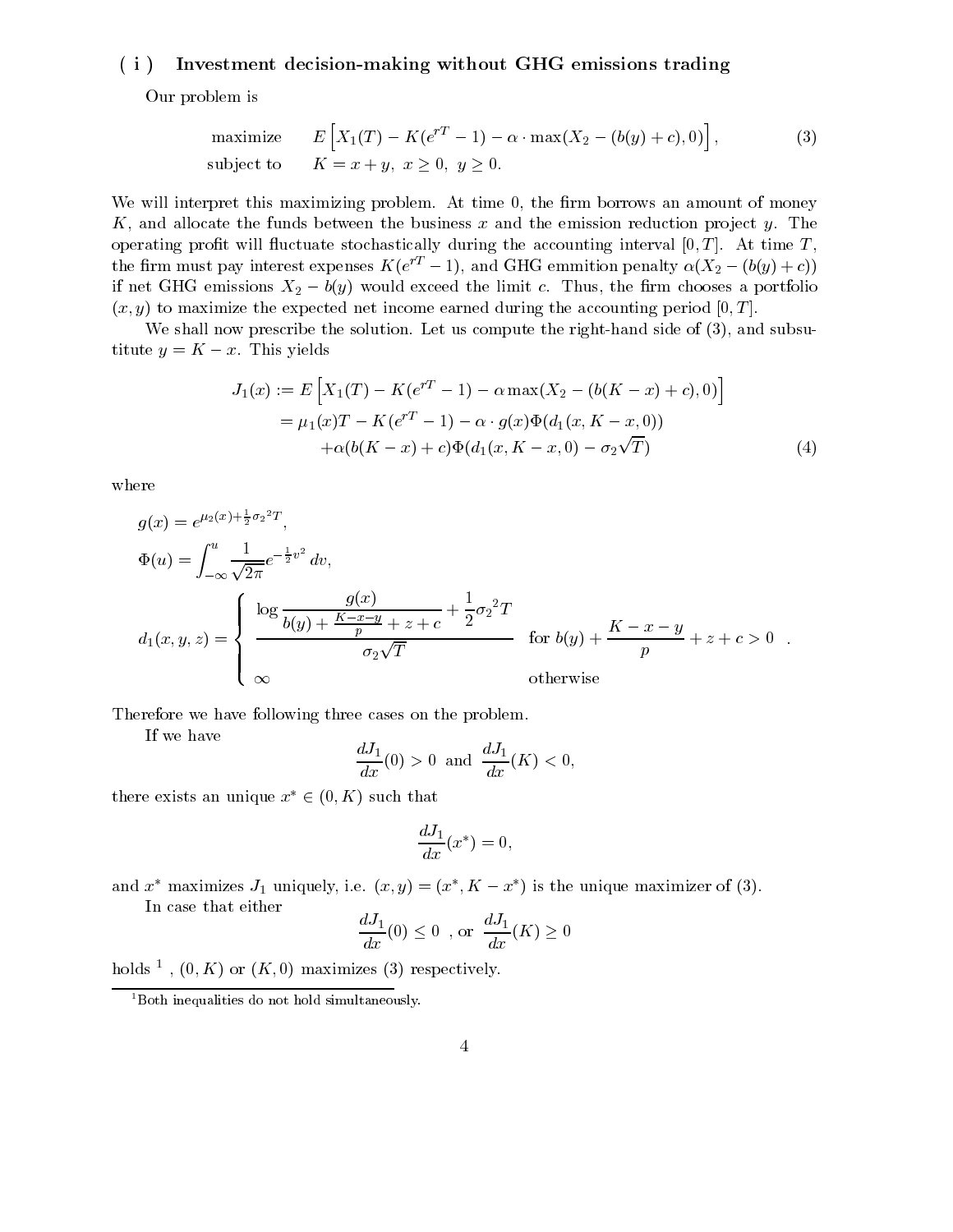### ( i ) Investment decision-making without GHG emissions trading

Our problem is

$$\begin{array}{ll} \text{maximize} & E\left[X_1(T) - K(e^{rT}-1) - \alpha \cdot \max(X_2 - (b(y)+c), 0)\right], \\ \text{subject to} & K = x + y,\ x \geq 0,\ y \geq 0. \end{array} \tag{3}$$

We will interpret this maximizing problem. At time 0, the firm borrows an amount of money $K$, and allocate the funds between the business $x$ and the emission reduction project $y$. The operating profit will fluctuate stochastically during the accounting interval $[0, T]$. At time $T$, the firm must pay interest expenses $K(e^{rT}-1)$, and GHG emmition penalty $\alpha(X_2 - (b(y)+c))$ if net GHG emissions $X_2 - b(y)$ would exceed the limit $c$. Thus, the firm chooses a portfolio $(x, y)$ to maximize the expected net income earned during the accounting period $[0, T]$.

We shall now prescribe the solution. Let us compute the right-hand side of (3), and subsutitute $y = K - x$. This yields

$$\begin{aligned} J_1(x) &:= E\left[X_1(T) - K(e^{rT}-1) - \alpha \max(X_2 - (b(K-x)+c), 0)\right] \\ &= \mu_1(x)T - K(e^{rT}-1) - \alpha \cdot g(x)\Phi(d_1(x, K-x, 0)) \\ &\quad + \alpha(b(K-x)+c)\Phi(d_1(x, K-x, 0) - \sigma_2\sqrt{T}) \end{aligned} \tag{4}$$

where

$$g(x) = e^{\mu_2(x) + \frac{1}{2}{\sigma_2}^2 T},$$

$$\Phi(u) = \int_{-\infty}^{u} \frac{1}{\sqrt{2\pi}} e^{-\frac{1}{2}v^2}\, dv,$$

$$d_1(x, y, z) = \begin{cases} \dfrac{\log \dfrac{g(x)}{b(y) + \frac{K-x-y}{p} + z + c} + \dfrac{1}{2}{\sigma_2}^2 T}{\sigma_2\sqrt{T}} & \text{for } b(y) + \dfrac{K-x-y}{p} + z + c > 0 \\ \infty & \text{otherwise} \end{cases}.$$

Therefore we have following three cases on the problem.

If we have

$$\frac{dJ_1}{dx}(0) > 0 \text{ and } \frac{dJ_1}{dx}(K) < 0,$$

there exists an unique $x^* \in (0, K)$ such that

$$\frac{dJ_1}{dx}(x^*) = 0,$$

and $x^*$ maximizes $J_1$ uniquely, i.e. $(x, y) = (x^*, K - x^*)$ is the unique maximizer of (3).

In case that either

$$\frac{dJ_1}{dx}(0) \leq 0 \text{ , or } \frac{dJ_1}{dx}(K) \geq 0$$

holds [1] , $(0, K)$ or $(K, 0)$ maximizes (3) respectively.

[1] Both inequalities do not hold simultaneously.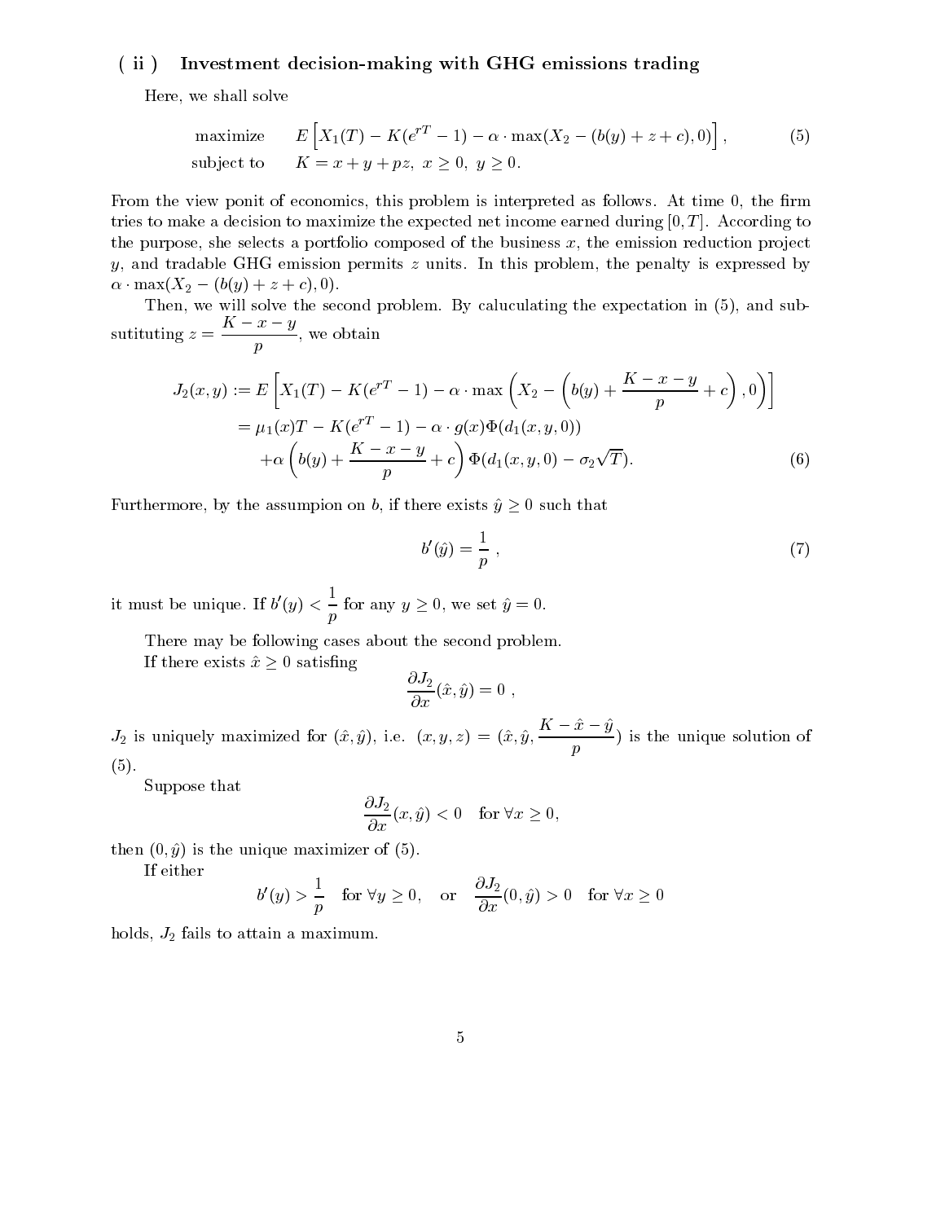### ( ii ) Investment decision-making with GHG emissions trading

Here, we shall solve

$$\begin{array}{ll} \text{maximize} & E\left[X_1(T) - K(e^{rT}-1) - \alpha \cdot \max(X_2 - (b(y) + z + c), 0)\right], \\ \text{subject to} & K = x + y + pz,\ x \geq 0,\ y \geq 0. \end{array} \tag{5}$$

From the view ponit of economics, this problem is interpreted as follows. At time 0, the firm tries to make a decision to maximize the expected net income earned during $[0, T]$. According to the purpose, she selects a portfolio composed of the business $x$, the emission reduction project $y$, and tradable GHG emission permits $z$ units. In this problem, the penalty is expressed by $\alpha \cdot \max(X_2 - (b(y) + z + c), 0)$.

Then, we will solve the second problem. By caluculating the expectation in (5), and subsutituting $z = \dfrac{K - x - y}{p}$, we obtain

$$\begin{aligned} J_2(x, y) &:= E\left[X_1(T) - K(e^{rT}-1) - \alpha \cdot \max\left(X_2 - \left(b(y) + \frac{K - x - y}{p} + c\right), 0\right)\right] \\ &= \mu_1(x)T - K(e^{rT}-1) - \alpha \cdot g(x)\Phi(d_1(x, y, 0)) \\ &\quad + \alpha\left(b(y) + \frac{K - x - y}{p} + c\right)\Phi(d_1(x, y, 0) - \sigma_2\sqrt{T}). \end{aligned} \tag{6}$$

Furthermore, by the assumpion on $b$, if there exists $\hat{y} \geq 0$ such that

$$b'(\hat{y}) = \frac{1}{p}, \tag{7}$$

it must be unique. If $b'(y) < \dfrac{1}{p}$ for any $y \geq 0$, we set $\hat{y} = 0$.

There may be following cases about the second problem.

If there exists $\hat{x} \geq 0$ satisfing

$$\frac{\partial J_2}{\partial x}(\hat{x}, \hat{y}) = 0,$$

$J_2$ is uniquely maximized for $(\hat{x}, \hat{y})$, i.e. $(x, y, z) = (\hat{x}, \hat{y}, \dfrac{K - \hat{x} - \hat{y}}{p})$ is the unique solution of (5).

Suppose that

$$\frac{\partial J_2}{\partial x}(x, \hat{y}) < 0 \quad \text{for } \forall x \geq 0,$$

then $(0, \hat{y})$ is the unique maximizer of (5).

If either

$$b'(y) > \frac{1}{p} \quad \text{for } \forall y \geq 0, \quad \text{or} \quad \frac{\partial J_2}{\partial x}(0, \hat{y}) > 0 \quad \text{for } \forall x \geq 0$$

holds, $J_2$ fails to attain a maximum.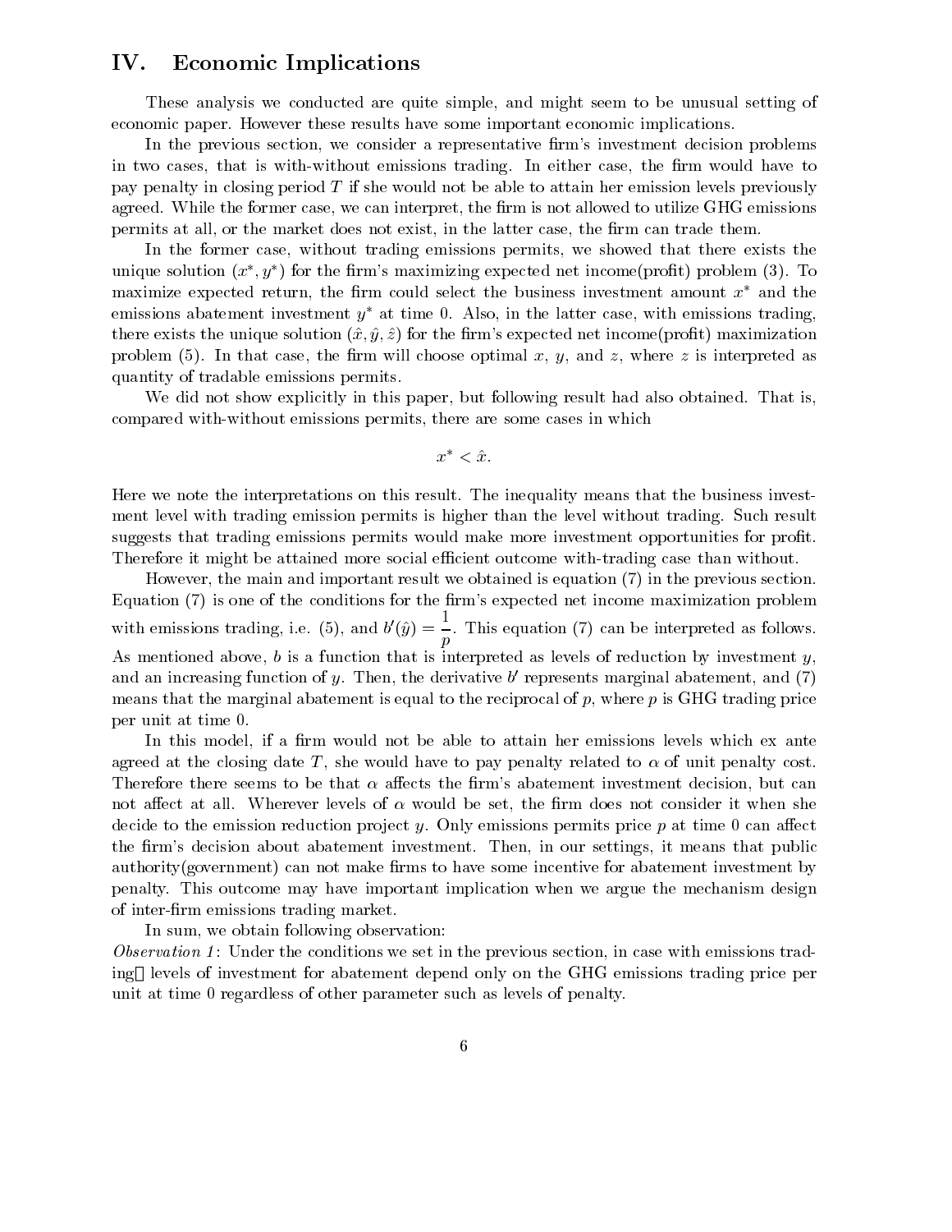## IV. Economic Implications

These analysis we conducted are quite simple, and might seem to be unusual setting of economic paper. However these results have some important economic implications.

In the previous section, we consider a representative firm's investment decision problems in two cases, that is with-without emissions trading. In either case, the firm would have to pay penalty in closing period $T$ if she would not be able to attain her emission levels previously agreed. While the former case, we can interpret, the firm is not allowed to utilize GHG emissions permits at all, or the market does not exist, in the latter case, the firm can trade them.

In the former case, without trading emissions permits, we showed that there exists the unique solution $(x^*, y^*)$ for the firm's maximizing expected net income(profit) problem (3). To maximize expected return, the firm could select the business investment amount $x^*$ and the emissions abatement investment $y^*$ at time 0. Also, in the latter case, with emissions trading, there exists the unique solution $(\hat{x}, \hat{y}, \hat{z})$ for the firm's expected net income(profit) maximization problem (5). In that case, the firm will choose optimal $x$, $y$, and $z$, where $z$ is interpreted as quantity of tradable emissions permits.

We did not show explicitly in this paper, but following result had also obtained. That is, compared with-without emissions permits, there are some cases in which

$$x^* < \hat{x}.$$

Here we note the interpretations on this result. The inequality means that the business investment level with trading emission permits is higher than the level without trading. Such result suggests that trading emissions permits would make more investment opportunities for profit. Therefore it might be attained more social efficient outcome with-trading case than without.

However, the main and important result we obtained is equation (7) in the previous section. Equation (7) is one of the conditions for the firm's expected net income maximization problem with emissions trading, i.e. (5), and $b'(\hat{y}) = \dfrac{1}{p}$. This equation (7) can be interpreted as follows. As mentioned above, $b$ is a function that is interpreted as levels of reduction by investment $y$, and an increasing function of $y$. Then, the derivative $b'$ represents marginal abatement, and (7) means that the marginal abatement is equal to the reciprocal of $p$, where $p$ is GHG trading price per unit at time 0.

In this model, if a firm would not be able to attain her emissions levels which ex ante agreed at the closing date $T$, she would have to pay penalty related to $\alpha$ of unit penalty cost. Therefore there seems to be that $\alpha$ affects the firm's abatement investment decision, but can not affect at all. Wherever levels of $\alpha$ would be set, the firm does not consider it when she decide to the emission reduction project $y$. Only emissions permits price $p$ at time 0 can affect the firm's decision about abatement investment. Then, in our settings, it means that public authority(government) can not make firms to have some incentive for abatement investment by penalty. This outcome may have important implication when we argue the mechanism design of inter-firm emissions trading market.

In sum, we obtain following observation:

*Observation 1*: Under the conditions we set in the previous section, in case with emissions trading, levels of investment for abatement depend only on the GHG emissions trading price per unit at time 0 regardless of other parameter such as levels of penalty.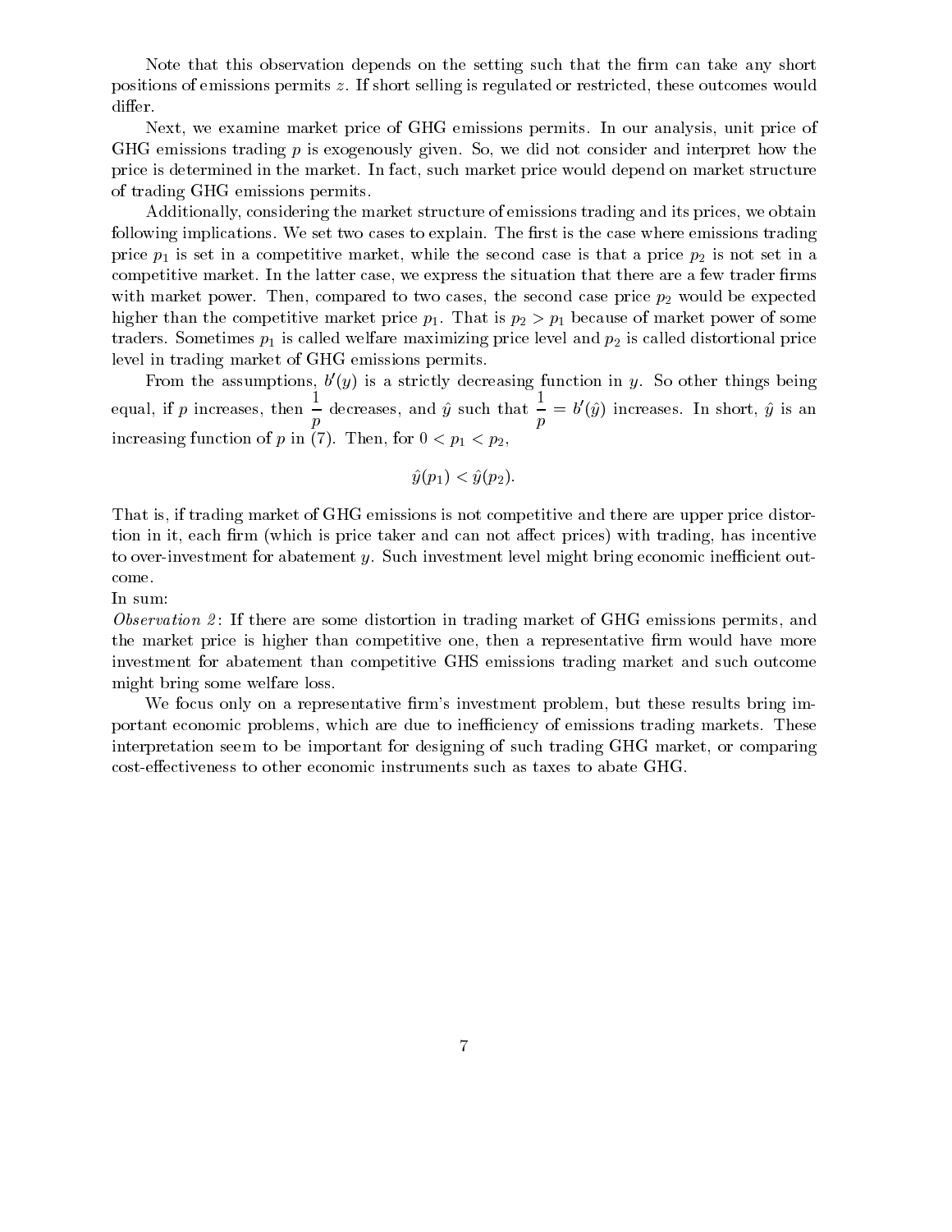Note that this observation depends on the setting such that the firm can take any short positions of emissions permits $z$. If short selling is regulated or restricted, these outcomes would differ.

Next, we examine market price of GHG emissions permits. In our analysis, unit price of GHG emissions trading $p$ is exogenously given. So, we did not consider and interpret how the price is determined in the market. In fact, such market price would depend on market structure of trading GHG emissions permits.

Additionally, considering the market structure of emissions trading and its prices, we obtain following implications. We set two cases to explain. The first is the case where emissions trading price $p_1$ is set in a competitive market, while the second case is that a price $p_2$ is not set in a competitive market. In the latter case, we express the situation that there are a few trader firms with market power. Then, compared to two cases, the second case price $p_2$ would be expected higher than the competitive market price $p_1$. That is $p_2 > p_1$ because of market power of some traders. Sometimes $p_1$ is called welfare maximizing price level and $p_2$ is called distortional price level in trading market of GHG emissions permits.

From the assumptions, $b'(y)$ is a strictly decreasing function in $y$. So other things being equal, if $p$ increases, then $\dfrac{1}{p}$ decreases, and $\hat{y}$ such that $\dfrac{1}{p} = b'(\hat{y})$ increases. In short, $\hat{y}$ is an increasing function of $p$ in (7). Then, for $0 < p_1 < p_2$,

$$\hat{y}(p_1) < \hat{y}(p_2).$$

That is, if trading market of GHG emissions is not competitive and there are upper price distortion in it, each firm (which is price taker and can not affect prices) with trading, has incentive to over-investment for abatement $y$. Such investment level might bring economic inefficient outcome.

In sum:

*Observation 2*: If there are some distortion in trading market of GHG emissions permits, and the market price is higher than competitive one, then a representative firm would have more investment for abatement than competitive GHS emissions trading market and such outcome might bring some welfare loss.

We focus only on a representative firm's investment problem, but these results bring important economic problems, which are due to inefficiency of emissions trading markets. These interpretation seem to be important for designing of such trading GHG market, or comparing cost-effectiveness to other economic instruments such as taxes to abate GHG.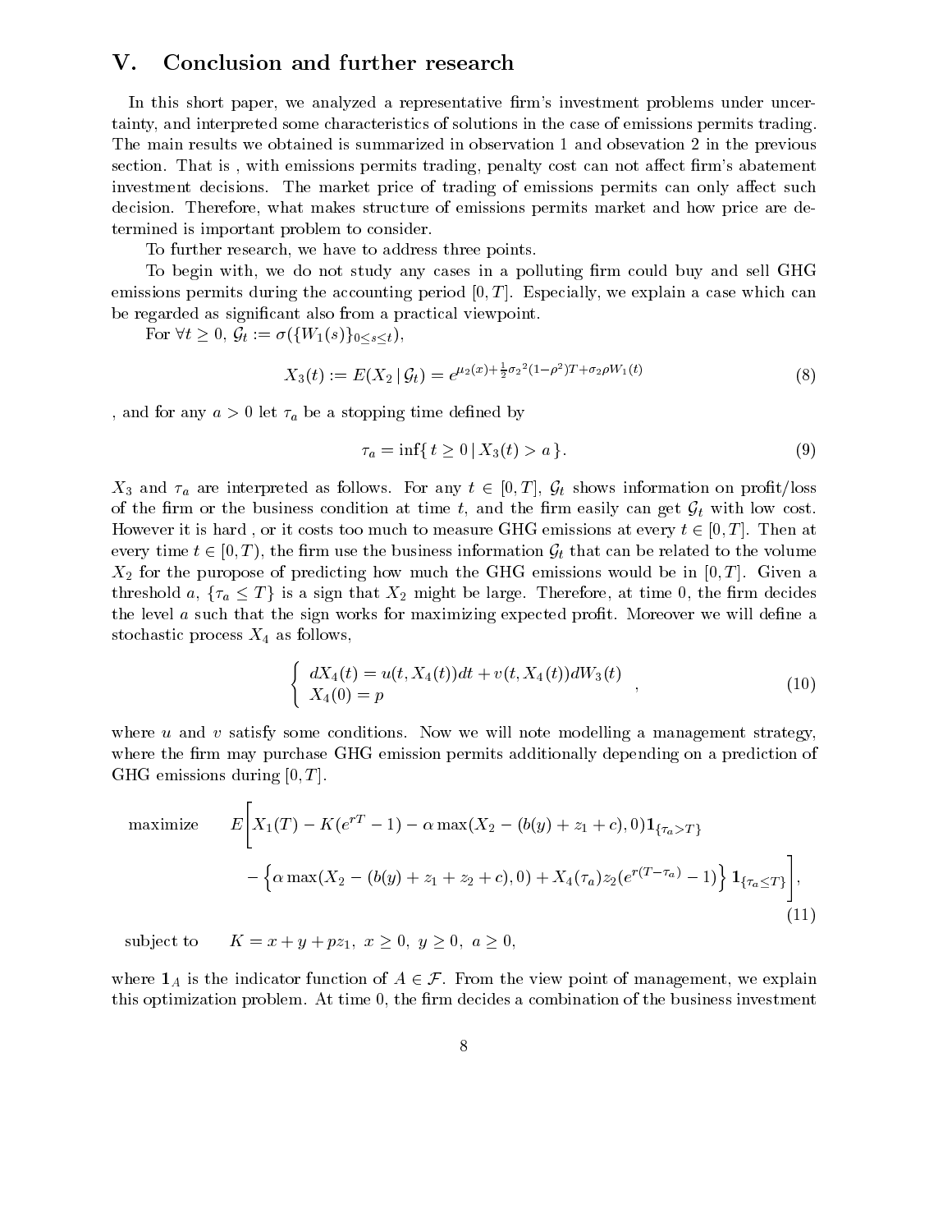## V. Conclusion and further research

In this short paper, we analyzed a representative firm's investment problems under uncertainty, and interpreted some characteristics of solutions in the case of emissions permits trading. The main results we obtained is summarized in observation 1 and obsevation 2 in the previous section. That is , with emissions permits trading, penalty cost can not affect firm's abatement investment decisions. The market price of trading of emissions permits can only affect such decision. Therefore, what makes structure of emissions permits market and how price are determined is important problem to consider.

To further research, we have to address three points.

To begin with, we do not study any cases in a polluting firm could buy and sell GHG emissions permits during the accounting period $[0, T]$. Especially, we explain a case which can be regarded as significant also from a practical viewpoint.

For $\forall t \geq 0$, $\mathcal{G}_t := \sigma(\{W_1(s)\}_{0 \leq s \leq t})$,

$$X_3(t) := E(X_2 \,|\, \mathcal{G}_t) = e^{\mu_2(x) + \frac{1}{2}{\sigma_2}^2(1-\rho^2)T + \sigma_2 \rho W_1(t)} \tag{8}$$

, and for any $a > 0$ let $\tau_a$ be a stopping time defined by

$$\tau_a = \inf\{\, t \geq 0 \,|\, X_3(t) > a \,\}. \tag{9}$$

$X_3$ and $\tau_a$ are interpreted as follows. For any $t \in [0, T]$, $\mathcal{G}_t$ shows information on profit/loss of the firm or the business condition at time $t$, and the firm easily can get $\mathcal{G}_t$ with low cost. However it is hard , or it costs too much to measure GHG emissions at every $t \in [0, T]$. Then at every time $t \in [0, T)$, the firm use the business information $\mathcal{G}_t$ that can be related to the volume $X_2$ for the puropose of predicting how much the GHG emissions would be in $[0, T]$. Given a threshold $a$, $\{\tau_a \leq T\}$ is a sign that $X_2$ might be large. Therefore, at time 0, the firm decides the level $a$ such that the sign works for maximizing expected profit. Moreover we will define a stochastic process $X_4$ as follows,

$$\begin{cases} dX_4(t) = u(t, X_4(t))dt + v(t, X_4(t))dW_3(t) \\ X_4(0) = p \end{cases}, \tag{10}$$

where $u$ and $v$ satisfy some conditions. Now we will note modelling a management strategy, where the firm may purchase GHG emission permits additionally depending on a prediction of GHG emissions during $[0, T]$.

$$\begin{aligned} \text{maximize} \quad & E\Bigg[ X_1(T) - K(e^{rT} - 1) - \alpha \max(X_2 - (b(y) + z_1 + c), 0)\mathbf{1}_{\{\tau_a > T\}} \\ & - \Big\{ \alpha \max(X_2 - (b(y) + z_1 + z_2 + c), 0) + X_4(\tau_a) z_2 (e^{r(T-\tau_a)} - 1) \Big\} \mathbf{1}_{\{\tau_a \leq T\}} \Bigg], \end{aligned} \tag{11}$$

$$\text{subject to} \quad K = x + y + pz_1,\ x \geq 0,\ y \geq 0,\ a \geq 0,$$

where $\mathbf{1}_A$ is the indicator function of $A \in \mathcal{F}$. From the view point of management, we explain this optimization problem. At time 0, the firm decides a combination of the business investment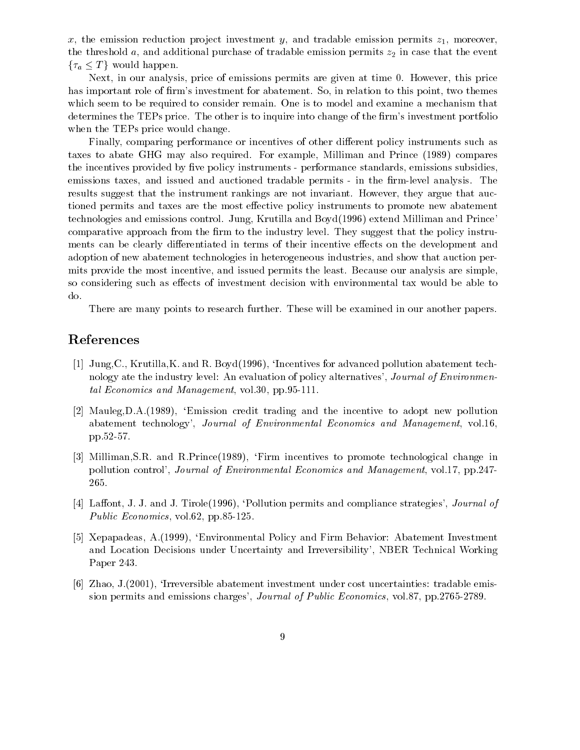$x$, the emission reduction project investment $y$, and tradable emission permits $z_1$, moreover, the threshold $a$, and additional purchase of tradable emission permits $z_2$ in case that the event $\{\tau_a \leq T\}$ would happen.

Next, in our analysis, price of emissions permits are given at time 0. However, this price has important role of firm's investment for abatement. So, in relation to this point, two themes which seem to be required to consider remain. One is to model and examine a mechanism that determines the TEPs price. The other is to inquire into change of the firm's investment portfolio when the TEPs price would change.

Finally, comparing performance or incentives of other different policy instruments such as taxes to abate GHG may also required. For example, Milliman and Prince (1989) compares the incentives provided by five policy instruments - performance standards, emissions subsidies, emissions taxes, and issued and auctioned tradable permits - in the firm-level analysis. The results suggest that the instrument rankings are not invariant. However, they argue that auctioned permits and taxes are the most effective policy instruments to promote new abatement technologies and emissions control. Jung, Krutilla and Boyd(1996) extend Milliman and Prince' comparative approach from the firm to the industry level. They suggest that the policy instruments can be clearly differentiated in terms of their incentive effects on the development and adoption of new abatement technologies in heterogeneous industries, and show that auction permits provide the most incentive, and issued permits the least. Because our analysis are simple, so considering such as effects of investment decision with environmental tax would be able to do.

There are many points to research further. These will be examined in our another papers.

## References

[1] Jung,C., Krutilla,K. and R. Boyd(1996), 'Incentives for advanced pollution abatement technology ate the industry level: An evaluation of policy alternatives', *Journal of Environmental Economics and Management*, vol.30, pp.95-111.

[2] Mauleg,D.A.(1989), 'Emission credit trading and the incentive to adopt new pollution abatement technology', *Journal of Environmental Economics and Management*, vol.16, pp.52-57.

[3] Milliman,S.R. and R.Prince(1989), 'Firm incentives to promote technological change in pollution control', *Journal of Environmental Economics and Management*, vol.17, pp.247-265.

[4] Laffont, J. J. and J. Tirole(1996), 'Pollution permits and compliance strategies', *Journal of Public Economics*, vol.62, pp.85-125.

[5] Xepapadeas, A.(1999), 'Environmental Policy and Firm Behavior: Abatement Investment and Location Decisions under Uncertainty and Irreversibility', NBER Technical Working Paper 243.

[6] Zhao, J.(2001), 'Irreversible abatement investment under cost uncertainties: tradable emission permits and emissions charges', *Journal of Public Economics*, vol.87, pp.2765-2789.